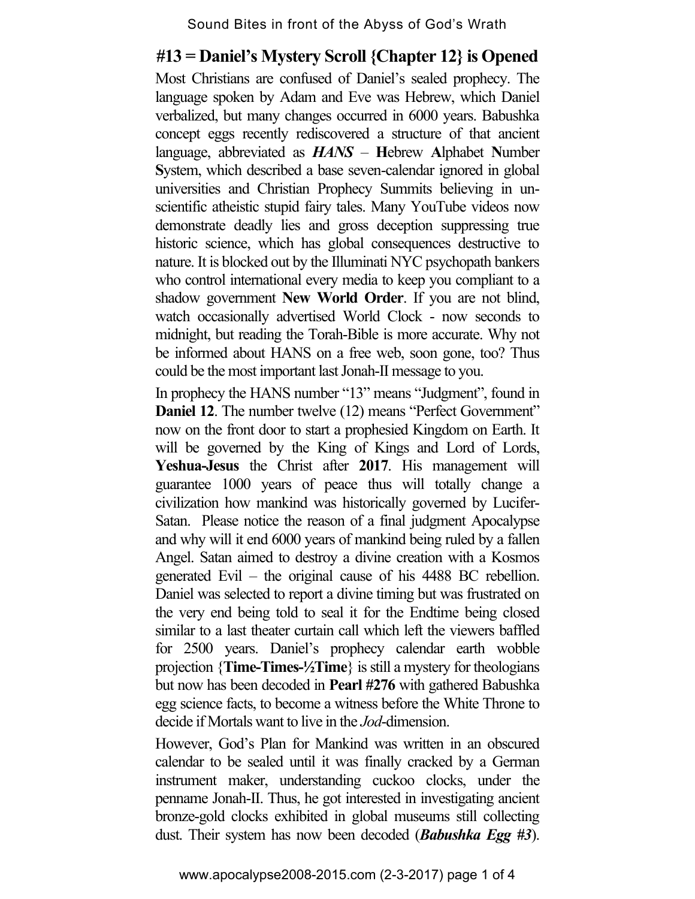## #13 = Daniel's Mystery Scroll {Chapter 12} is Opened

Most Christians are confused of Daniel's sealed prophecy. The language spoken by Adam and Eve was Hebrew, which Daniel verbalized, but many changes occurred in 6000 years. Babushka concept eggs recently rediscovered a structure of that ancient language, abbreviated as ***HANS*** – **H**ebrew **A**lphabet **N**umber **S**ystem, which described a base seven-calendar ignored in global universities and Christian Prophecy Summits believing in un-scientific atheistic stupid fairy tales. Many YouTube videos now demonstrate deadly lies and gross deception suppressing true historic science, which has global consequences destructive to nature. It is blocked out by the Illuminati NYC psychopath bankers who control international every media to keep you compliant to a shadow government **New World Order**. If you are not blind, watch occasionally advertised World Clock - now seconds to midnight, but reading the Torah-Bible is more accurate. Why not be informed about HANS on a free web, soon gone, too? Thus could be the most important last Jonah-II message to you.

In prophecy the HANS number "13" means "Judgment", found in **Daniel 12**. The number twelve (12) means "Perfect Government" now on the front door to start a prophesied Kingdom on Earth. It will be governed by the King of Kings and Lord of Lords, **Yeshua-Jesus** the Christ after **2017**. His management will guarantee 1000 years of peace thus will totally change a civilization how mankind was historically governed by Lucifer-Satan. Please notice the reason of a final judgment Apocalypse and why will it end 6000 years of mankind being ruled by a fallen Angel. Satan aimed to destroy a divine creation with a Kosmos generated Evil – the original cause of his 4488 BC rebellion. Daniel was selected to report a divine timing but was frustrated on the very end being told to seal it for the Endtime being closed similar to a last theater curtain call which left the viewers baffled for 2500 years. Daniel's prophecy calendar earth wobble projection {**Time-Times-½Time**} is still a mystery for theologians but now has been decoded in **Pearl #276** with gathered Babushka egg science facts, to become a witness before the White Throne to decide if Mortals want to live in the *Jod*-dimension.

However, God's Plan for Mankind was written in an obscured calendar to be sealed until it was finally cracked by a German instrument maker, understanding cuckoo clocks, under the penname Jonah-II. Thus, he got interested in investigating ancient bronze-gold clocks exhibited in global museums still collecting dust. Their system has now been decoded (***Babushka Egg #3***).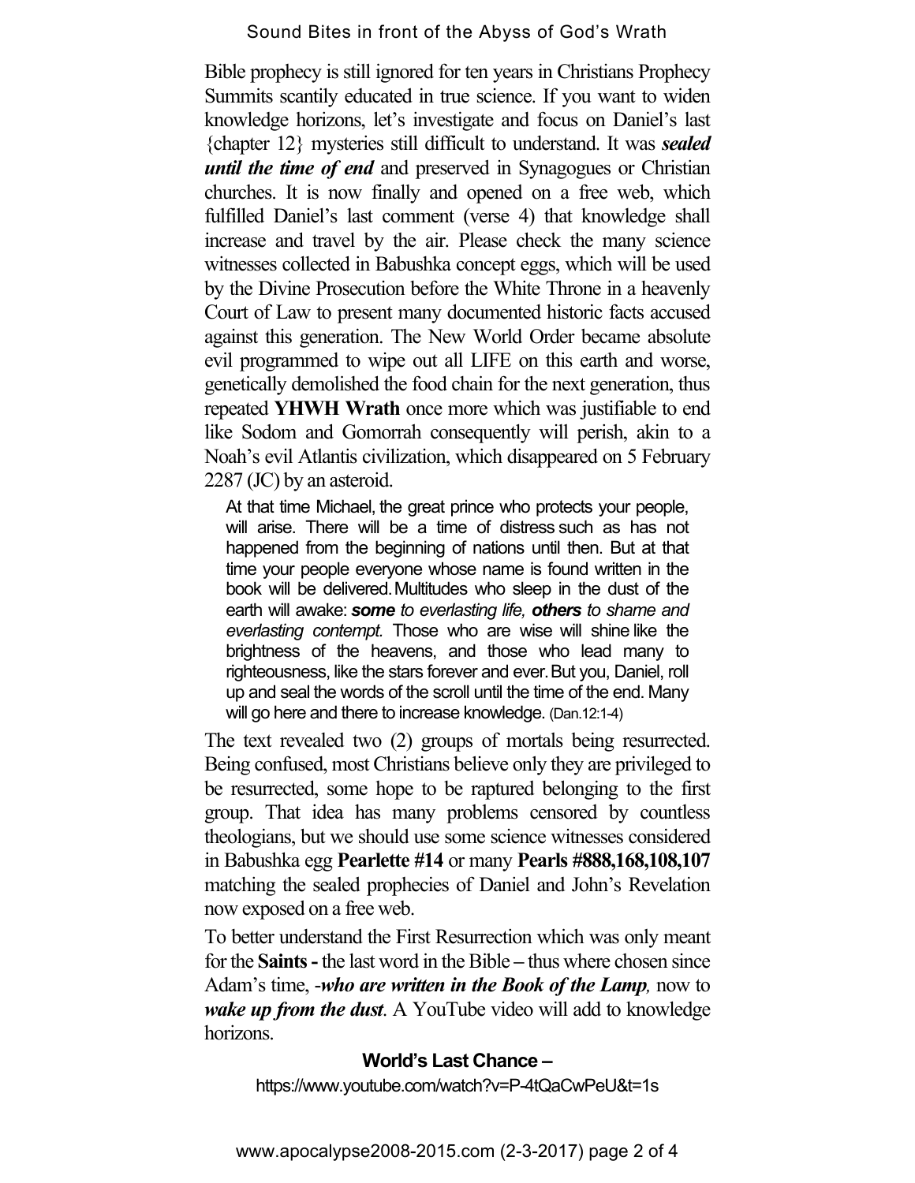Bible prophecy is still ignored for ten years in Christians Prophecy Summits scantily educated in true science. If you want to widen knowledge horizons, let's investigate and focus on Daniel's last {chapter 12} mysteries still difficult to understand. It was ***sealed until the time of end*** and preserved in Synagogues or Christian churches. It is now finally and opened on a free web, which fulfilled Daniel's last comment (verse 4) that knowledge shall increase and travel by the air. Please check the many science witnesses collected in Babushka concept eggs, which will be used by the Divine Prosecution before the White Throne in a heavenly Court of Law to present many documented historic facts accused against this generation. The New World Order became absolute evil programmed to wipe out all LIFE on this earth and worse, genetically demolished the food chain for the next generation, thus repeated **YHWH Wrath** once more which was justifiable to end like Sodom and Gomorrah consequently will perish, akin to a Noah's evil Atlantis civilization, which disappeared on 5 February 2287 (JC) by an asteroid.

> At that time Michael, the great prince who protects your people, will arise. There will be a time of distress such as has not happened from the beginning of nations until then. But at that time your people everyone whose name is found written in the book will be delivered. Multitudes who sleep in the dust of the earth will awake: ***some*** *to everlasting life,* ***others*** *to shame and everlasting contempt.* Those who are wise will shine like the brightness of the heavens, and those who lead many to righteousness, like the stars forever and ever. But you, Daniel, roll up and seal the words of the scroll until the time of the end. Many will go here and there to increase knowledge. (Dan.12:1-4)

The text revealed two (2) groups of mortals being resurrected. Being confused, most Christians believe only they are privileged to be resurrected, some hope to be raptured belonging to the first group. That idea has many problems censored by countless theologians, but we should use some science witnesses considered in Babushka egg **Pearlette #14** or many **Pearls #888,168,108,107** matching the sealed prophecies of Daniel and John's Revelation now exposed on a free web.

To better understand the First Resurrection which was only meant for the **Saints -** the last word in the Bible – thus where chosen since Adam's time, -***who are written in the Book of the Lamp****,* now to ***wake up from the dust***. A YouTube video will add to knowledge horizons.

**World's Last Chance –**

https://www.youtube.com/watch?v=P-4tQaCwPeU&t=1s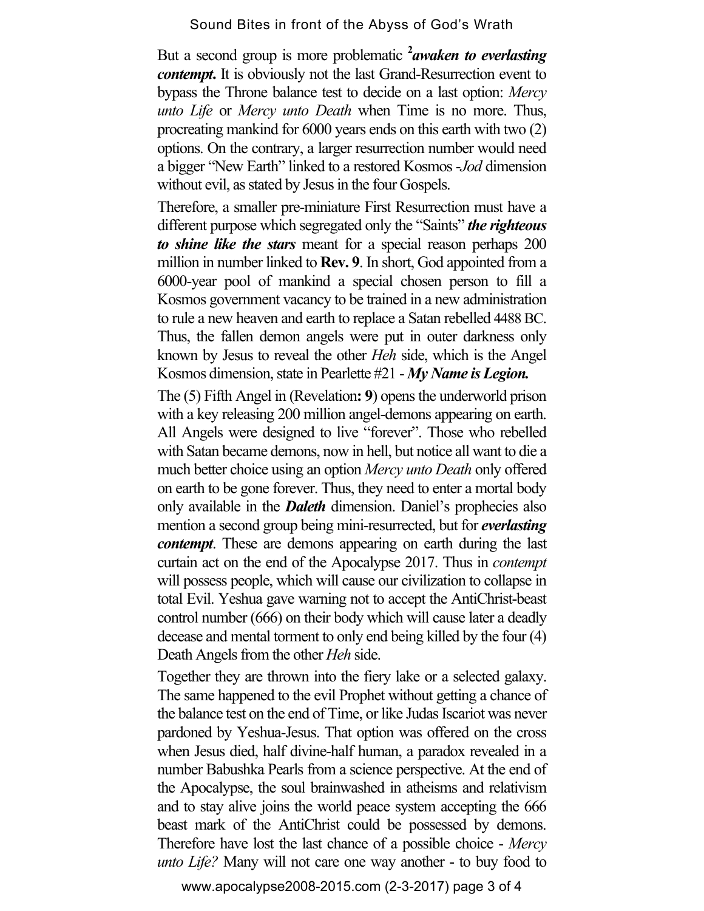But a second group is more problematic [2]***awaken to everlasting contempt.*** It is obviously not the last Grand-Resurrection event to bypass the Throne balance test to decide on a last option: *Mercy unto Life* or *Mercy unto Death* when Time is no more. Thus, procreating mankind for 6000 years ends on this earth with two (2) options. On the contrary, a larger resurrection number would need a bigger "New Earth" linked to a restored Kosmos -*Jod* dimension without evil, as stated by Jesus in the four Gospels.

Therefore, a smaller pre-miniature First Resurrection must have a different purpose which segregated only the "Saints" ***the righteous to shine like the stars*** meant for a special reason perhaps 200 million in number linked to **Rev. 9**. In short, God appointed from a 6000-year pool of mankind a special chosen person to fill a Kosmos government vacancy to be trained in a new administration to rule a new heaven and earth to replace a Satan rebelled 4488 BC. Thus, the fallen demon angels were put in outer darkness only known by Jesus to reveal the other *Heh* side, which is the Angel Kosmos dimension, state in Pearlette #21 - ***My Name is Legion.***

The (5) Fifth Angel in (Revelation**: 9**) opens the underworld prison with a key releasing 200 million angel-demons appearing on earth. All Angels were designed to live "forever". Those who rebelled with Satan became demons, now in hell, but notice all want to die a much better choice using an option *Mercy unto Death* only offered on earth to be gone forever. Thus, they need to enter a mortal body only available in the ***Daleth*** dimension. Daniel's prophecies also mention a second group being mini-resurrected, but for ***everlasting contempt***. These are demons appearing on earth during the last curtain act on the end of the Apocalypse 2017. Thus in *contempt* will possess people, which will cause our civilization to collapse in total Evil. Yeshua gave warning not to accept the AntiChrist-beast control number (666) on their body which will cause later a deadly decease and mental torment to only end being killed by the four (4) Death Angels from the other *Heh* side.

Together they are thrown into the fiery lake or a selected galaxy. The same happened to the evil Prophet without getting a chance of the balance test on the end of Time, or like Judas Iscariot was never pardoned by Yeshua-Jesus. That option was offered on the cross when Jesus died, half divine-half human, a paradox revealed in a number Babushka Pearls from a science perspective. At the end of the Apocalypse, the soul brainwashed in atheisms and relativism and to stay alive joins the world peace system accepting the 666 beast mark of the AntiChrist could be possessed by demons. Therefore have lost the last chance of a possible choice - *Mercy unto Life?* Many will not care one way another - to buy food to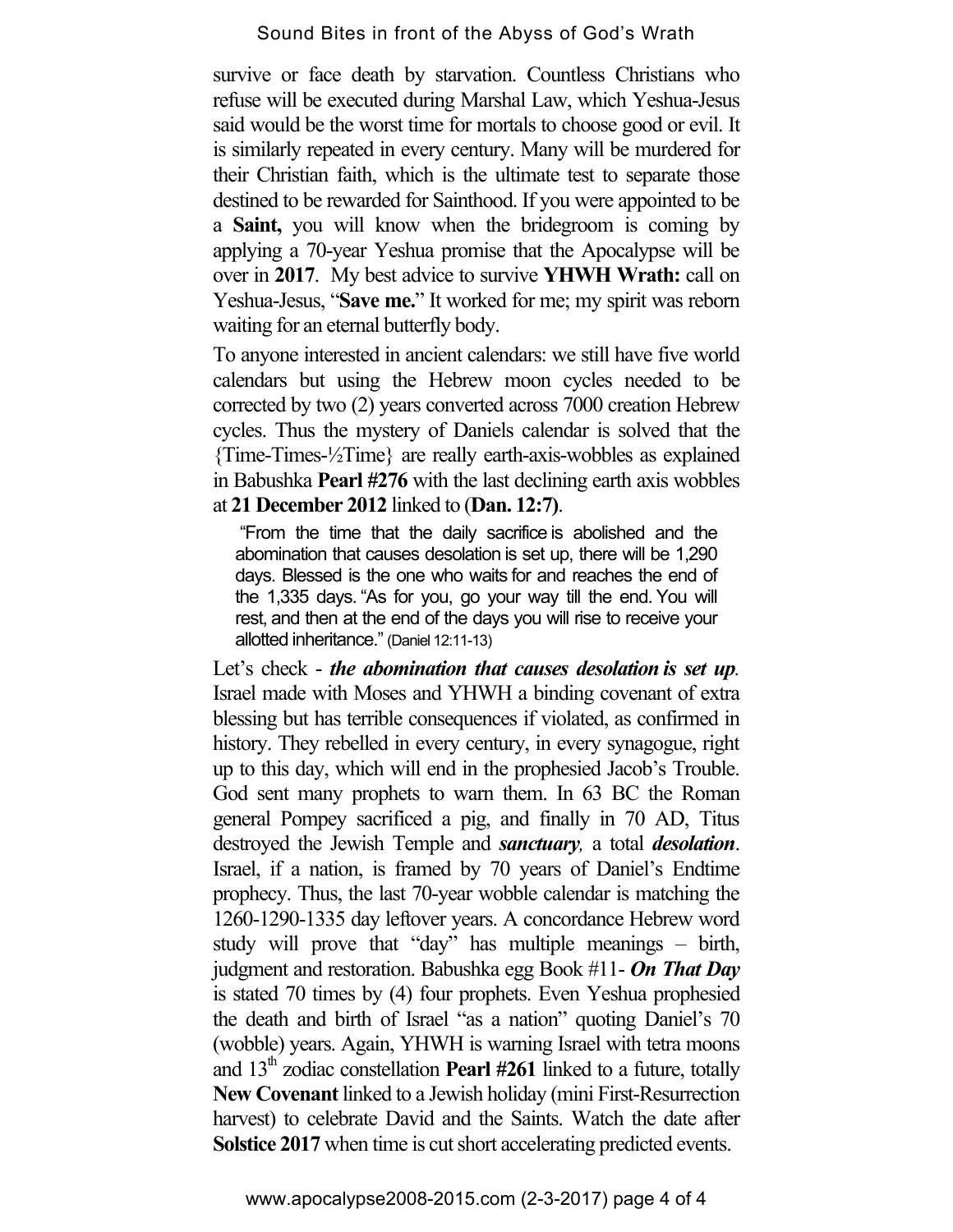survive or face death by starvation. Countless Christians who refuse will be executed during Marshal Law, which Yeshua-Jesus said would be the worst time for mortals to choose good or evil. It is similarly repeated in every century. Many will be murdered for their Christian faith, which is the ultimate test to separate those destined to be rewarded for Sainthood. If you were appointed to be a **Saint,** you will know when the bridegroom is coming by applying a 70-year Yeshua promise that the Apocalypse will be over in **2017**. My best advice to survive **YHWH Wrath:** call on Yeshua-Jesus, "**Save me.**" It worked for me; my spirit was reborn waiting for an eternal butterfly body.

To anyone interested in ancient calendars: we still have five world calendars but using the Hebrew moon cycles needed to be corrected by two (2) years converted across 7000 creation Hebrew cycles. Thus the mystery of Daniels calendar is solved that the {Time-Times-½Time} are really earth-axis-wobbles as explained in Babushka **Pearl #276** with the last declining earth axis wobbles at **21 December 2012** linked to (**Dan. 12:7**).

> "From the time that the daily sacrifice is abolished and the abomination that causes desolation is set up, there will be 1,290 days. Blessed is the one who waits for and reaches the end of the 1,335 days. "As for you, go your way till the end. You will rest, and then at the end of the days you will rise to receive your allotted inheritance." (Daniel 12:11-13)

Let's check - ***the abomination that causes desolation is set up***. Israel made with Moses and YHWH a binding covenant of extra blessing but has terrible consequences if violated, as confirmed in history. They rebelled in every century, in every synagogue, right up to this day, which will end in the prophesied Jacob's Trouble. God sent many prophets to warn them. In 63 BC the Roman general Pompey sacrificed a pig, and finally in 70 AD, Titus destroyed the Jewish Temple and ***sanctuary,*** a total ***desolation***. Israel, if a nation, is framed by 70 years of Daniel's Endtime prophecy. Thus, the last 70-year wobble calendar is matching the 1260-1290-1335 day leftover years. A concordance Hebrew word study will prove that "day" has multiple meanings – birth, judgment and restoration. Babushka egg Book #11- ***On That Day*** is stated 70 times by (4) four prophets. Even Yeshua prophesied the death and birth of Israel "as a nation" quoting Daniel's 70 (wobble) years. Again, YHWH is warning Israel with tetra moons and 13th zodiac constellation **Pearl #261** linked to a future, totally **New Covenant** linked to a Jewish holiday (mini First-Resurrection harvest) to celebrate David and the Saints. Watch the date after **Solstice 2017** when time is cut short accelerating predicted events.